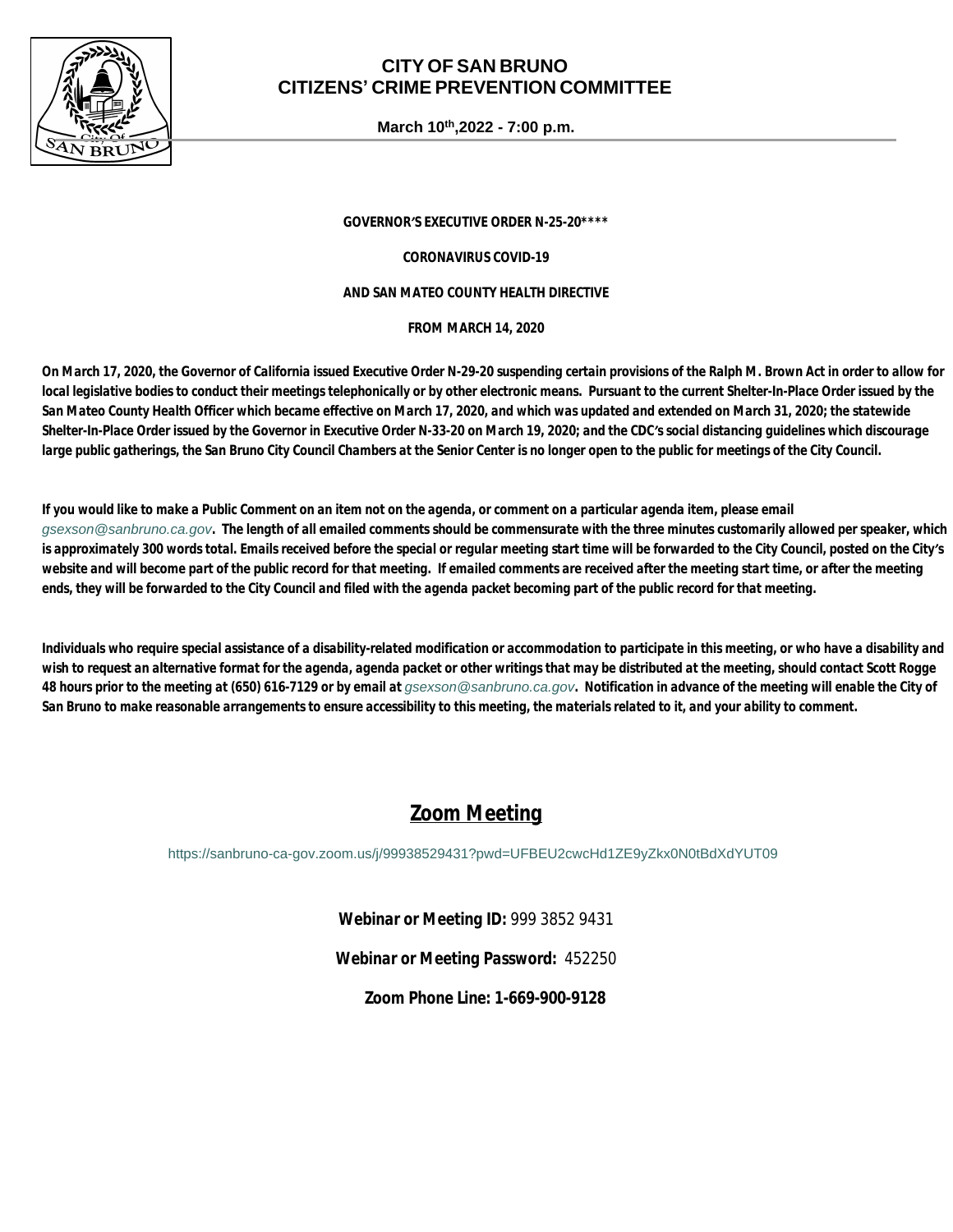# CITY OF SAN BRUNO
# CITIZENS' CRIME PREVENTION COMMITTEE

**March 10th,2022 - 7:00 p.m.**

**GOVERNOR'S EXECUTIVE ORDER N-25-20****

**CORONAVIRUS COVID-19**

**AND SAN MATEO COUNTY HEALTH DIRECTIVE**

**FROM MARCH 14, 2020**

**On March 17, 2020, the Governor of California issued Executive Order N-29-20 suspending certain provisions of the Ralph M. Brown Act in order to allow for local legislative bodies to conduct their meetings telephonically or by other electronic means. Pursuant to the current Shelter-In-Place Order issued by the San Mateo County Health Officer which became effective on March 17, 2020, and which was updated and extended on March 31, 2020; the statewide Shelter-In-Place Order issued by the Governor in Executive Order N-33-20 on March 19, 2020; and the CDC's social distancing guidelines which discourage large public gatherings, the San Bruno City Council Chambers at the Senior Center is no longer open to the public for meetings of the City Council.**

**If you would like to make a Public Comment on an item not on the agenda, or comment on a particular agenda item, please email** *gsexson@sanbruno.ca.gov*. **The length of all emailed comments should be commensurate with the three minutes customarily allowed per speaker, which is approximately 300 words total. Emails received before the special or regular meeting start time will be forwarded to the City Council, posted on the City's website and will become part of the public record for that meeting. If emailed comments are received after the meeting start time, or after the meeting ends, they will be forwarded to the City Council and filed with the agenda packet becoming part of the public record for that meeting.**

**Individuals who require special assistance of a disability-related modification or accommodation to participate in this meeting, or who have a disability and wish to request an alternative format for the agenda, agenda packet or other writings that may be distributed at the meeting, should contact Scott Rogge 48 hours prior to the meeting at (650) 616-7129 or by email at** *gsexson@sanbruno.ca.gov*. **Notification in advance of the meeting will enable the City of San Bruno to make reasonable arrangements to ensure accessibility to this meeting, the materials related to it, and your ability to comment.**

## Zoom Meeting

https://sanbruno-ca-gov.zoom.us/j/99938529431?pwd=UFBEU2cwcHd1ZE9yZkx0N0tBdXdYUT09

**Webinar or Meeting ID:** 999 3852 9431

**Webinar or Meeting Password:** 452250

**Zoom Phone Line: 1-669-900-9128**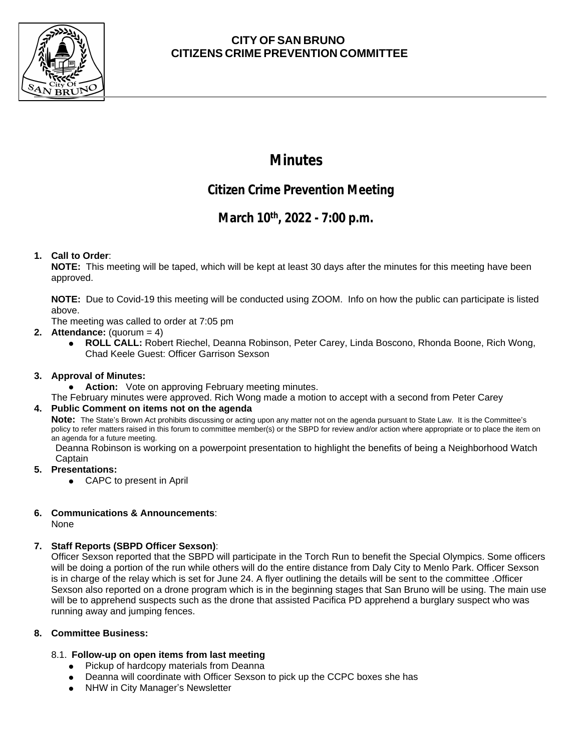**CITY OF SAN BRUNO**
**CITIZENS CRIME PREVENTION COMMITTEE**

# Minutes

## Citizen Crime Prevention Meeting

## March 10th, 2022 - 7:00 p.m.

1. **Call to Order**:
   **NOTE:** This meeting will be taped, which will be kept at least 30 days after the minutes for this meeting have been approved.

   **NOTE:** Due to Covid-19 this meeting will be conducted using ZOOM. Info on how the public can participate is listed above.

   The meeting was called to order at 7:05 pm

2. **Attendance:** (quorum = 4)
   - **ROLL CALL:** Robert Riechel, Deanna Robinson, Peter Carey, Linda Boscono, Rhonda Boone, Rich Wong, Chad Keele Guest: Officer Garrison Sexson

3. **Approval of Minutes:**
   - **Action:** Vote on approving February meeting minutes.

   The February minutes were approved. Rich Wong made a motion to accept with a second from Peter Carey

4. **Public Comment on items not on the agenda**
   **Note:** The State's Brown Act prohibits discussing or acting upon any matter not on the agenda pursuant to State Law. It is the Committee's policy to refer matters raised in this forum to committee member(s) or the SBPD for review and/or action where appropriate or to place the item on an agenda for a future meeting.

   Deanna Robinson is working on a powerpoint presentation to highlight the benefits of being a Neighborhood Watch Captain

5. **Presentations:**
   - CAPC to present in April

6. **Communications & Announcements**:
   None

7. **Staff Reports (SBPD Officer Sexson)**:
   Officer Sexson reported that the SBPD will participate in the Torch Run to benefit the Special Olympics. Some officers will be doing a portion of the run while others will do the entire distance from Daly City to Menlo Park. Officer Sexson is in charge of the relay which is set for June 24. A flyer outlining the details will be sent to the committee .Officer Sexson also reported on a drone program which is in the beginning stages that San Bruno will be using. The main use will be to apprehend suspects such as the drone that assisted Pacifica PD apprehend a burglary suspect who was running away and jumping fences.

8. **Committee Business:**

   8.1. **Follow-up on open items from last meeting**
   - Pickup of hardcopy materials from Deanna
   - Deanna will coordinate with Officer Sexson to pick up the CCPC boxes she has
   - NHW in City Manager's Newsletter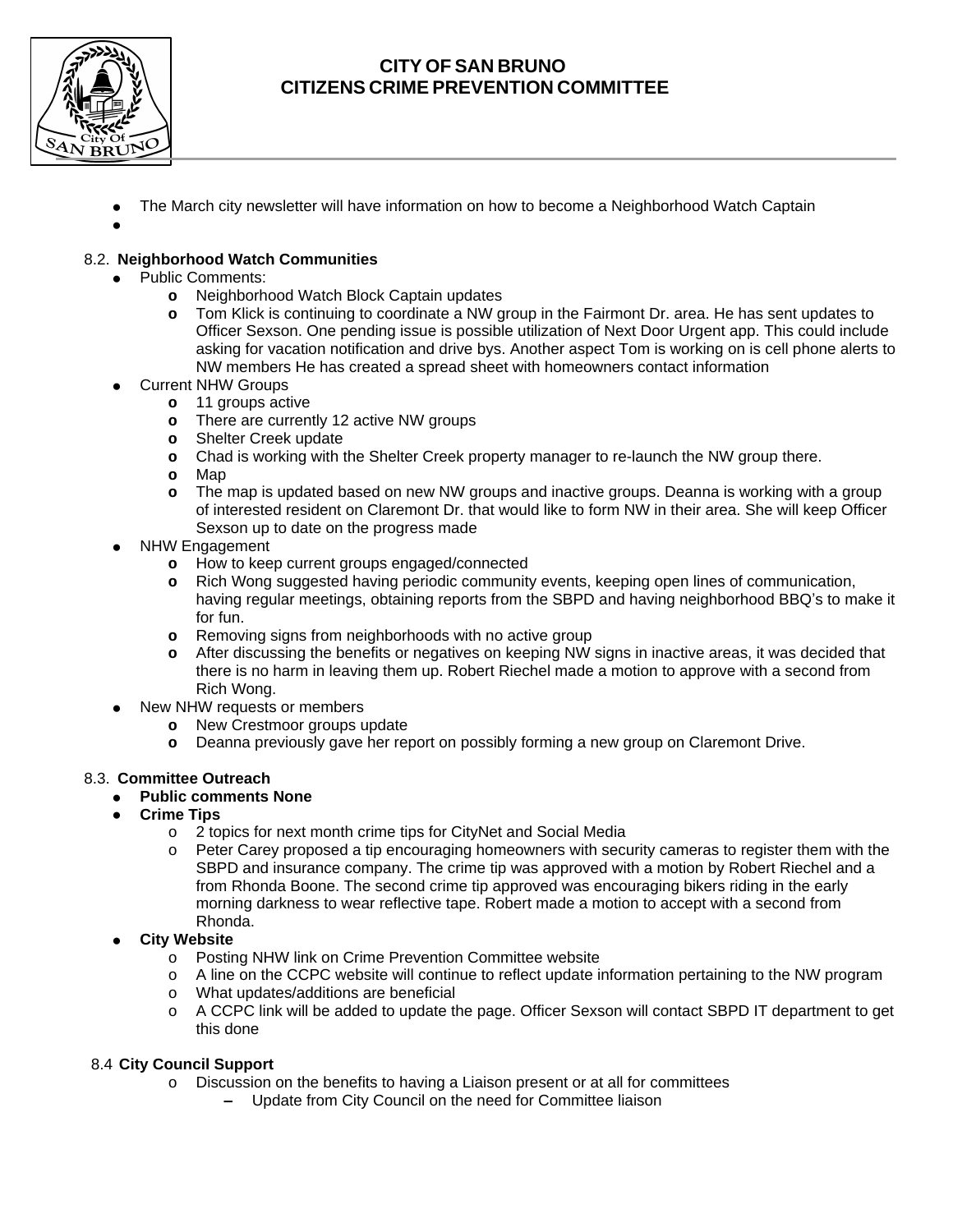- The March city newsletter will have information on how to become a Neighborhood Watch Captain
-

8.2. **Neighborhood Watch Communities**

- Public Comments:
  - Neighborhood Watch Block Captain updates
  - Tom Klick is continuing to coordinate a NW group in the Fairmont Dr. area. He has sent updates to Officer Sexson. One pending issue is possible utilization of Next Door Urgent app. This could include asking for vacation notification and drive bys. Another aspect Tom is working on is cell phone alerts to NW members He has created a spread sheet with homeowners contact information
- Current NHW Groups
  - 11 groups active
  - There are currently 12 active NW groups
  - Shelter Creek update
  - Chad is working with the Shelter Creek property manager to re-launch the NW group there.
  - Map
  - The map is updated based on new NW groups and inactive groups. Deanna is working with a group of interested resident on Claremont Dr. that would like to form NW in their area. She will keep Officer Sexson up to date on the progress made
- NHW Engagement
  - How to keep current groups engaged/connected
  - Rich Wong suggested having periodic community events, keeping open lines of communication, having regular meetings, obtaining reports from the SBPD and having neighborhood BBQ's to make it for fun.
  - Removing signs from neighborhoods with no active group
  - After discussing the benefits or negatives on keeping NW signs in inactive areas, it was decided that there is no harm in leaving them up. Robert Riechel made a motion to approve with a second from Rich Wong.
- New NHW requests or members
  - New Crestmoor groups update
  - Deanna previously gave her report on possibly forming a new group on Claremont Drive.

8.3. **Committee Outreach**

- **Public comments None**
- **Crime Tips**
  - 2 topics for next month crime tips for CityNet and Social Media
  - Peter Carey proposed a tip encouraging homeowners with security cameras to register them with the SBPD and insurance company. The crime tip was approved with a motion by Robert Riechel and a from Rhonda Boone. The second crime tip approved was encouraging bikers riding in the early morning darkness to wear reflective tape. Robert made a motion to accept with a second from Rhonda.
- **City Website**
  - Posting NHW link on Crime Prevention Committee website
  - A line on the CCPC website will continue to reflect update information pertaining to the NW program
  - What updates/additions are beneficial
  - A CCPC link will be added to update the page. Officer Sexson will contact SBPD IT department to get this done

8.4 **City Council Support**

- Discussion on the benefits to having a Liaison present or at all for committees
  - Update from City Council on the need for Committee liaison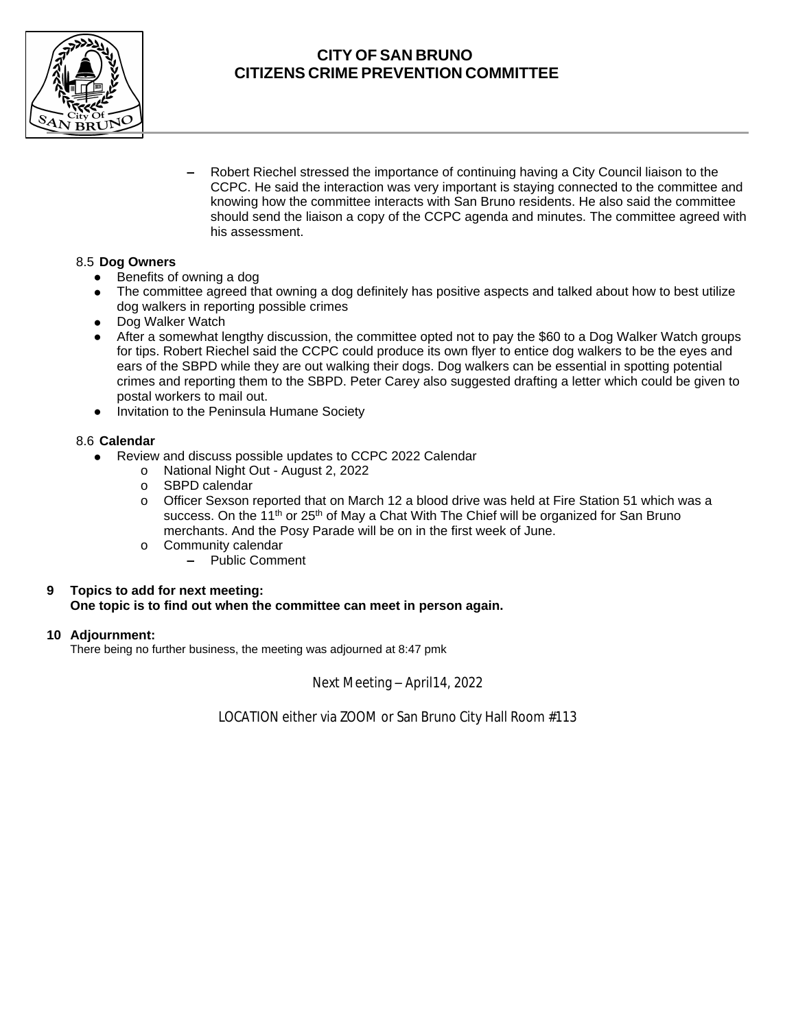- Robert Riechel stressed the importance of continuing having a City Council liaison to the CCPC. He said the interaction was very important is staying connected to the committee and knowing how the committee interacts with San Bruno residents. He also said the committee should send the liaison a copy of the CCPC agenda and minutes. The committee agreed with his assessment.

8.5 **Dog Owners**

- Benefits of owning a dog
- The committee agreed that owning a dog definitely has positive aspects and talked about how to best utilize dog walkers in reporting possible crimes
- Dog Walker Watch
- After a somewhat lengthy discussion, the committee opted not to pay the $60 to a Dog Walker Watch groups for tips. Robert Riechel said the CCPC could produce its own flyer to entice dog walkers to be the eyes and ears of the SBPD while they are out walking their dogs. Dog walkers can be essential in spotting potential crimes and reporting them to the SBPD. Peter Carey also suggested drafting a letter which could be given to postal workers to mail out.
- Invitation to the Peninsula Humane Society

8.6 **Calendar**

- Review and discuss possible updates to CCPC 2022 Calendar
  - National Night Out - August 2, 2022
  - SBPD calendar
  - Officer Sexson reported that on March 12 a blood drive was held at Fire Station 51 which was a success. On the 11th or 25th of May a Chat With The Chief will be organized for San Bruno merchants. And the Posy Parade will be on in the first week of June.
  - Community calendar
    - Public Comment

**9 Topics to add for next meeting:**
**One topic is to find out when the committee can meet in person again.**

**10 Adjournment:**
There being no further business, the meeting was adjourned at 8:47 pmk

Next Meeting – April14, 2022

LOCATION either via ZOOM or San Bruno City Hall Room #113